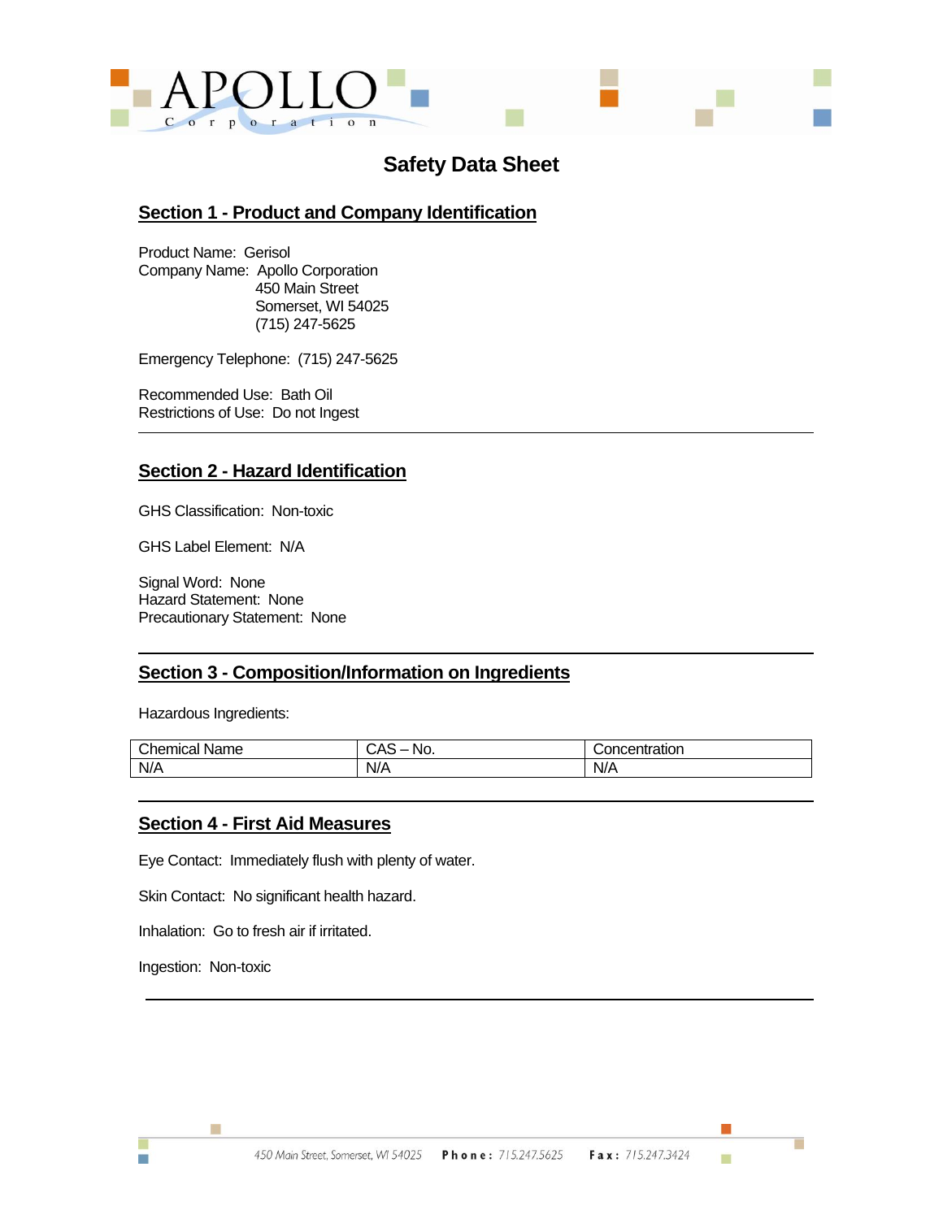APOLLO
Corporation

# Safety Data Sheet

## Section 1 - Product and Company Identification

Product Name: Gerisol
Company Name: Apollo Corporation
450 Main Street
Somerset, WI 54025
(715) 247-5625

Emergency Telephone: (715) 247-5625

Recommended Use: Bath Oil
Restrictions of Use: Do not Ingest

---

## Section 2 - Hazard Identification

GHS Classification: Non-toxic

GHS Label Element: N/A

Signal Word: None
Hazard Statement: None
Precautionary Statement: None

---

## Section 3 - Composition/Information on Ingredients

Hazardous Ingredients:

| Chemical Name | CAS – No. | Concentration |
|---|---|---|
| N/A | N/A | N/A |

---

## Section 4 - First Aid Measures

Eye Contact: Immediately flush with plenty of water.

Skin Contact: No significant health hazard.

Inhalation: Go to fresh air if irritated.

Ingestion: Non-toxic

---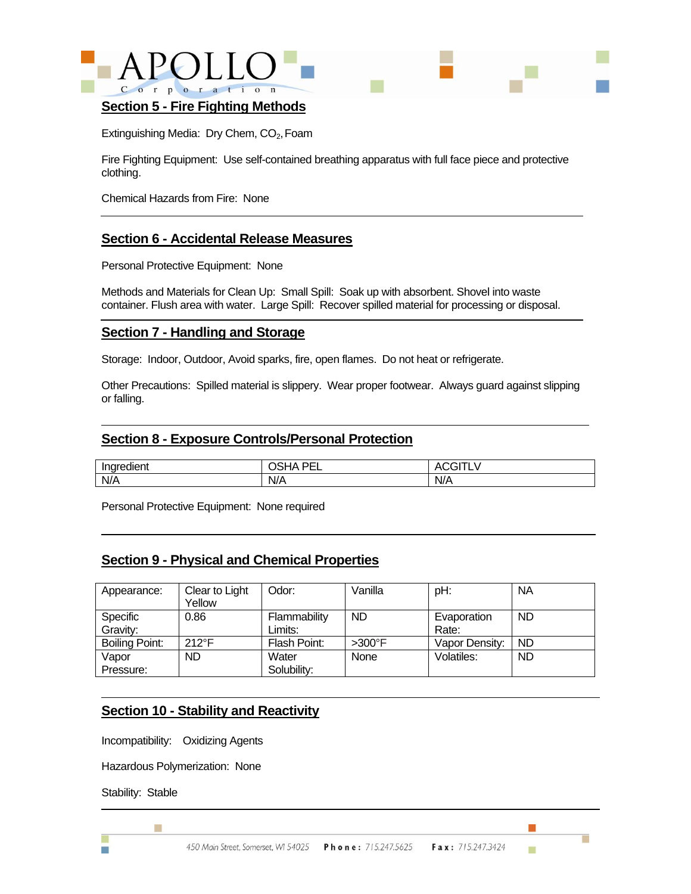## Section 5 - Fire Fighting Methods

Extinguishing Media: Dry Chem, $CO_2$, Foam

Fire Fighting Equipment: Use self-contained breathing apparatus with full face piece and protective clothing.

Chemical Hazards from Fire: None

## Section 6 - Accidental Release Measures

Personal Protective Equipment: None

Methods and Materials for Clean Up: Small Spill: Soak up with absorbent. Shovel into waste container. Flush area with water. Large Spill: Recover spilled material for processing or disposal.

## Section 7 - Handling and Storage

Storage: Indoor, Outdoor, Avoid sparks, fire, open flames. Do not heat or refrigerate.

Other Precautions: Spilled material is slippery. Wear proper footwear. Always guard against slipping or falling.

## Section 8 - Exposure Controls/Personal Protection

| Ingredient | OSHA PEL | ACGITLV |
|---|---|---|
| N/A | N/A | N/A |

Personal Protective Equipment: None required

## Section 9 - Physical and Chemical Properties

| | | | | | |
|---|---|---|---|---|---|
| Appearance: | Clear to Light Yellow | Odor: | Vanilla | pH: | NA |
| Specific Gravity: | 0.86 | Flammability Limits: | ND | Evaporation Rate: | ND |
| Boiling Point: | 212°F | Flash Point: | >300°F | Vapor Density: | ND |
| Vapor Pressure: | ND | Water Solubility: | None | Volatiles: | ND |

## Section 10 - Stability and Reactivity

Incompatibility: Oxidizing Agents

Hazardous Polymerization: None

Stability: Stable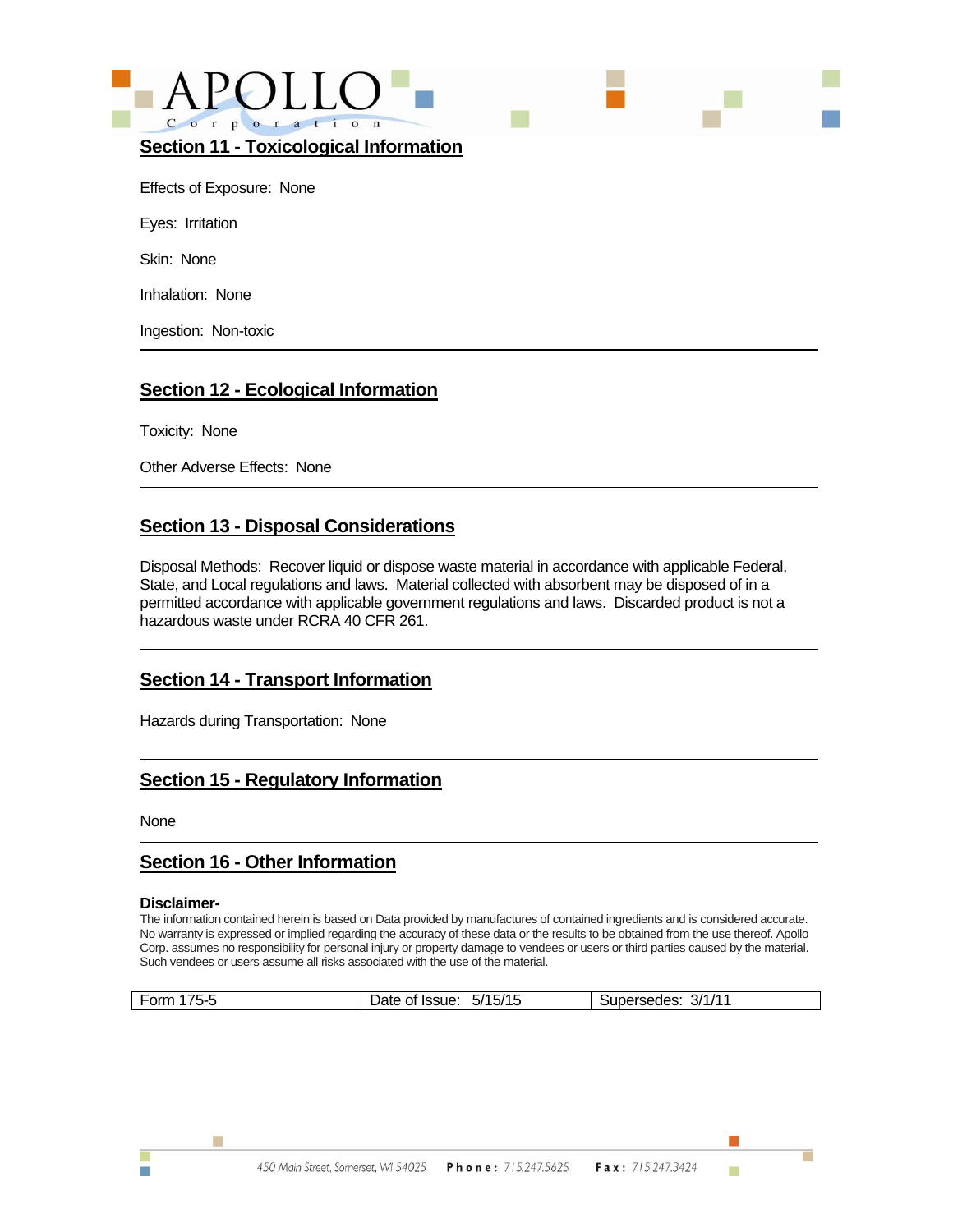## Section 11 - Toxicological Information

Effects of Exposure: None

Eyes: Irritation

Skin: None

Inhalation: None

Ingestion: Non-toxic

## Section 12 - Ecological Information

Toxicity: None

Other Adverse Effects: None

## Section 13 - Disposal Considerations

Disposal Methods: Recover liquid or dispose waste material in accordance with applicable Federal, State, and Local regulations and laws. Material collected with absorbent may be disposed of in a permitted accordance with applicable government regulations and laws. Discarded product is not a hazardous waste under RCRA 40 CFR 261.

## Section 14 - Transport Information

Hazards during Transportation: None

## Section 15 - Regulatory Information

None

## Section 16 - Other Information

**Disclaimer-**

The information contained herein is based on Data provided by manufactures of contained ingredients and is considered accurate. No warranty is expressed or implied regarding the accuracy of these data or the results to be obtained from the use thereof. Apollo Corp. assumes no responsibility for personal injury or property damage to vendees or users or third parties caused by the material. Such vendees or users assume all risks associated with the use of the material.

| | | |
|---|---|---|
| Form 175-5 | Date of Issue: 5/15/15 | Supersedes: 3/1/11 |